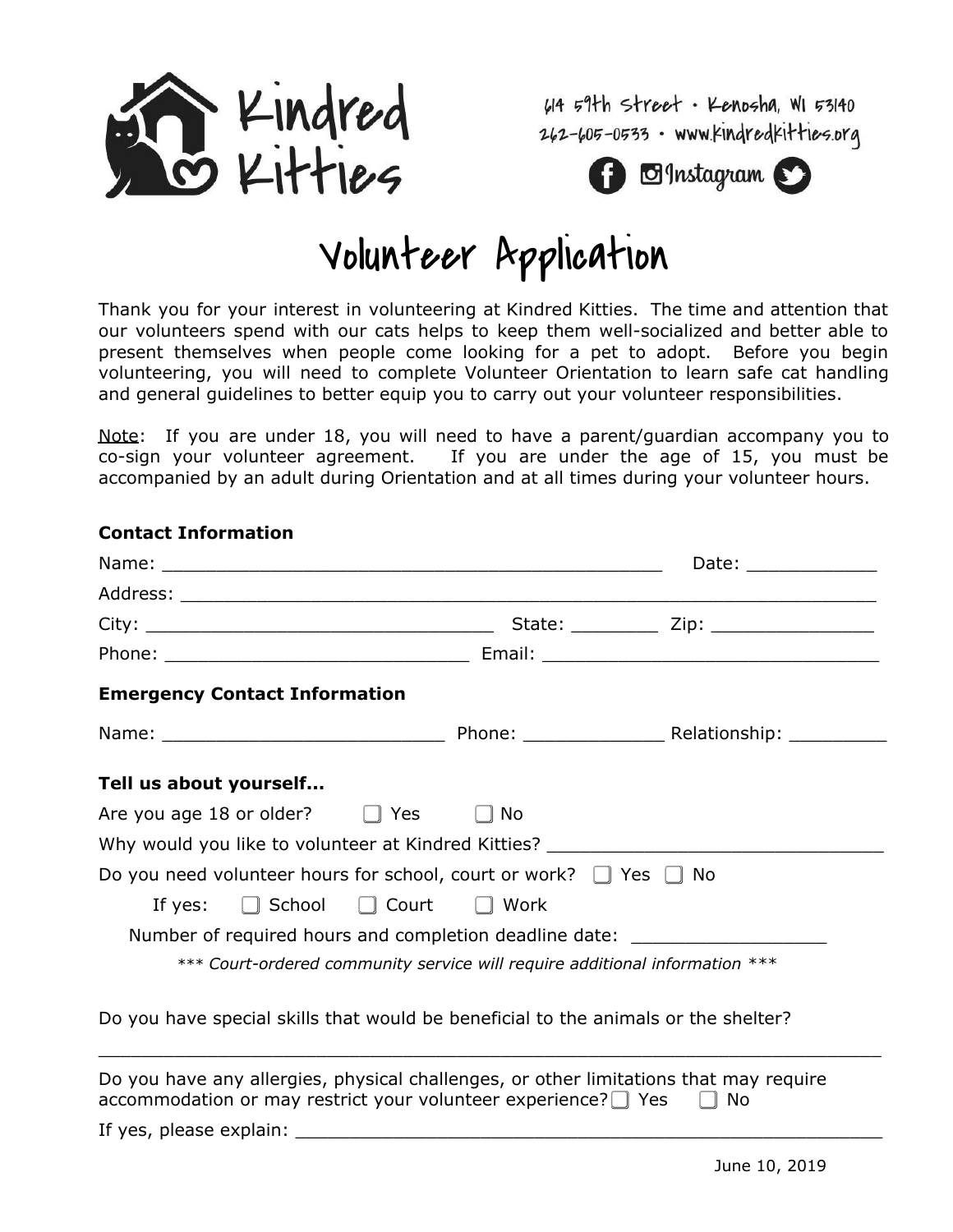# Kindred Kitties

614 59th Street • Kenosha, WI 53140
262-605-0533 • www.kindredkitties.org
Instagram

# Volunteer Application

Thank you for your interest in volunteering at Kindred Kitties. The time and attention that our volunteers spend with our cats helps to keep them well-socialized and better able to present themselves when people come looking for a pet to adopt. Before you begin volunteering, you will need to complete Volunteer Orientation to learn safe cat handling and general guidelines to better equip you to carry out your volunteer responsibilities.

Note: If you are under 18, you will need to have a parent/guardian accompany you to co-sign your volunteer agreement. If you are under the age of 15, you must be accompanied by an adult during Orientation and at all times during your volunteer hours.

**Contact Information**

Name: ______________________________________________ Date: ____________

Address: ________________________________________________________________

City: ________________________________ State: ________ Zip: _______________

Phone: ___________________________ Email: _______________________________

**Emergency Contact Information**

Name: _________________________ Phone: _____________ Relationship: _________

**Tell us about yourself...**

Are you age 18 or older? ☐ Yes ☐ No

Why would you like to volunteer at Kindred Kitties? _______________________________

Do you need volunteer hours for school, court or work? ☐ Yes ☐ No

If yes: ☐ School ☐ Court ☐ Work

Number of required hours and completion deadline date: _________________

*\*\*\* Court-ordered community service will require additional information \*\*\**

Do you have special skills that would be beneficial to the animals or the shelter?

________________________________________________________________________

Do you have any allergies, physical challenges, or other limitations that may require accommodation or may restrict your volunteer experience? ☐ Yes ☐ No

If yes, please explain: _____________________________________________________

June 10, 2019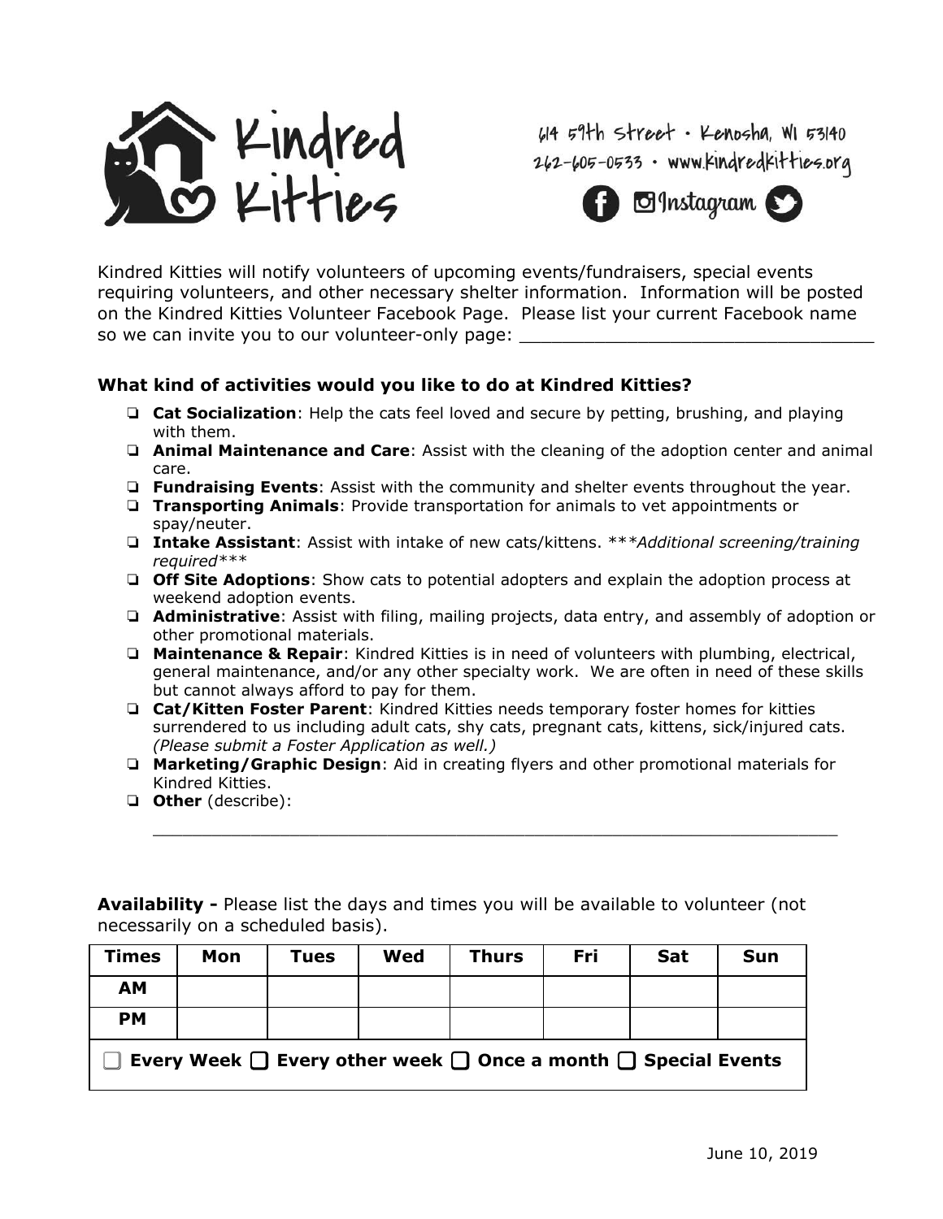Kindred Kitties

614 59th Street • Kenosha, WI 53140
262-605-0533 • www.kindredkitties.org

Instagram

Kindred Kitties will notify volunteers of upcoming events/fundraisers, special events requiring volunteers, and other necessary shelter information. Information will be posted on the Kindred Kitties Volunteer Facebook Page. Please list your current Facebook name so we can invite you to our volunteer-only page: _________________________________

**What kind of activities would you like to do at Kindred Kitties?**

- ❏ **Cat Socialization**: Help the cats feel loved and secure by petting, brushing, and playing with them.
- ❏ **Animal Maintenance and Care**: Assist with the cleaning of the adoption center and animal care.
- ❏ **Fundraising Events**: Assist with the community and shelter events throughout the year.
- ❏ **Transporting Animals**: Provide transportation for animals to vet appointments or spay/neuter.
- ❏ **Intake Assistant**: Assist with intake of new cats/kittens. \*\*\**Additional screening/training required*\*\*\*
- ❏ **Off Site Adoptions**: Show cats to potential adopters and explain the adoption process at weekend adoption events.
- ❏ **Administrative**: Assist with filing, mailing projects, data entry, and assembly of adoption or other promotional materials.
- ❏ **Maintenance & Repair**: Kindred Kitties is in need of volunteers with plumbing, electrical, general maintenance, and/or any other specialty work. We are often in need of these skills but cannot always afford to pay for them.
- ❏ **Cat/Kitten Foster Parent**: Kindred Kitties needs temporary foster homes for kitties surrendered to us including adult cats, shy cats, pregnant cats, kittens, sick/injured cats. *(Please submit a Foster Application as well.)*
- ❏ **Marketing/Graphic Design**: Aid in creating flyers and other promotional materials for Kindred Kitties.
- ❏ **Other** (describe): _________________________________________________________________

**Availability -** Please list the days and times you will be available to volunteer (not necessarily on a scheduled basis).

| Times | Mon | Tues | Wed | Thurs | Fri | Sat | Sun |
|---|---|---|---|---|---|---|---|
| **AM** | | | | | | | |
| **PM** | | | | | | | |
| ❏ **Every Week** ❏ **Every other week** ❏ **Once a month** ❏ **Special Events** | | | | | | | |

June 10, 2019